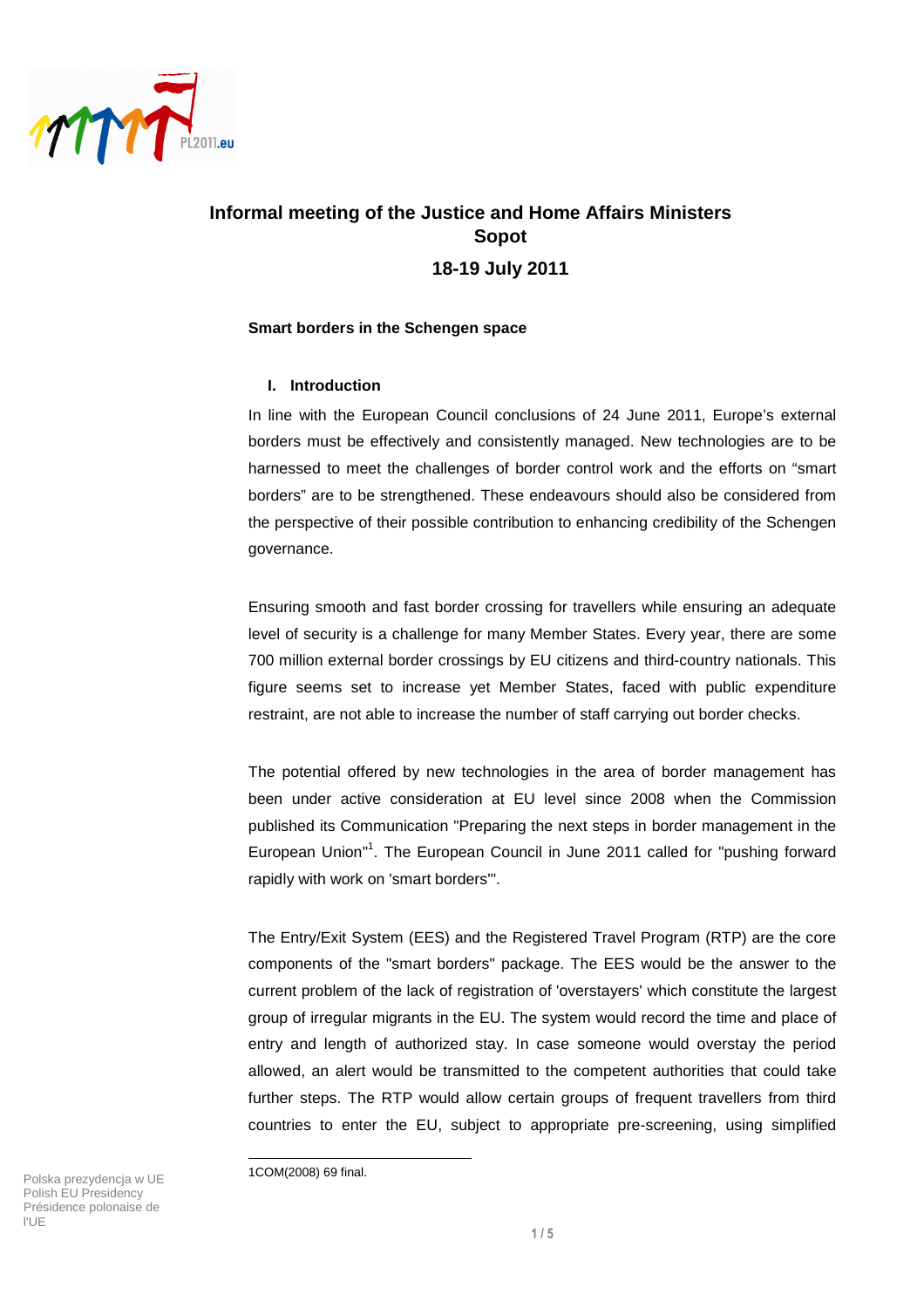# Informal meeting of the Justice and Home Affairs Ministers Sopot

## 18-19 July 2011

**Smart borders in the Schengen space**

### I. Introduction

In line with the European Council conclusions of 24 June 2011, Europe's external borders must be effectively and consistently managed. New technologies are to be harnessed to meet the challenges of border control work and the efforts on "smart borders" are to be strengthened. These endeavours should also be considered from the perspective of their possible contribution to enhancing credibility of the Schengen governance.

Ensuring smooth and fast border crossing for travellers while ensuring an adequate level of security is a challenge for many Member States. Every year, there are some 700 million external border crossings by EU citizens and third-country nationals. This figure seems set to increase yet Member States, faced with public expenditure restraint, are not able to increase the number of staff carrying out border checks.

The potential offered by new technologies in the area of border management has been under active consideration at EU level since 2008 when the Commission published its Communication "Preparing the next steps in border management in the European Union"[1]. The European Council in June 2011 called for "pushing forward rapidly with work on 'smart borders'".

The Entry/Exit System (EES) and the Registered Travel Program (RTP) are the core components of the "smart borders" package. The EES would be the answer to the current problem of the lack of registration of 'overstayers' which constitute the largest group of irregular migrants in the EU. The system would record the time and place of entry and length of authorized stay. In case someone would overstay the period allowed, an alert would be transmitted to the competent authorities that could take further steps. The RTP would allow certain groups of frequent travellers from third countries to enter the EU, subject to appropriate pre-screening, using simplified

---

1COM(2008) 69 final.

Polska prezydencja w UE
Polish EU Presidency
Présidence polonaise de l'UE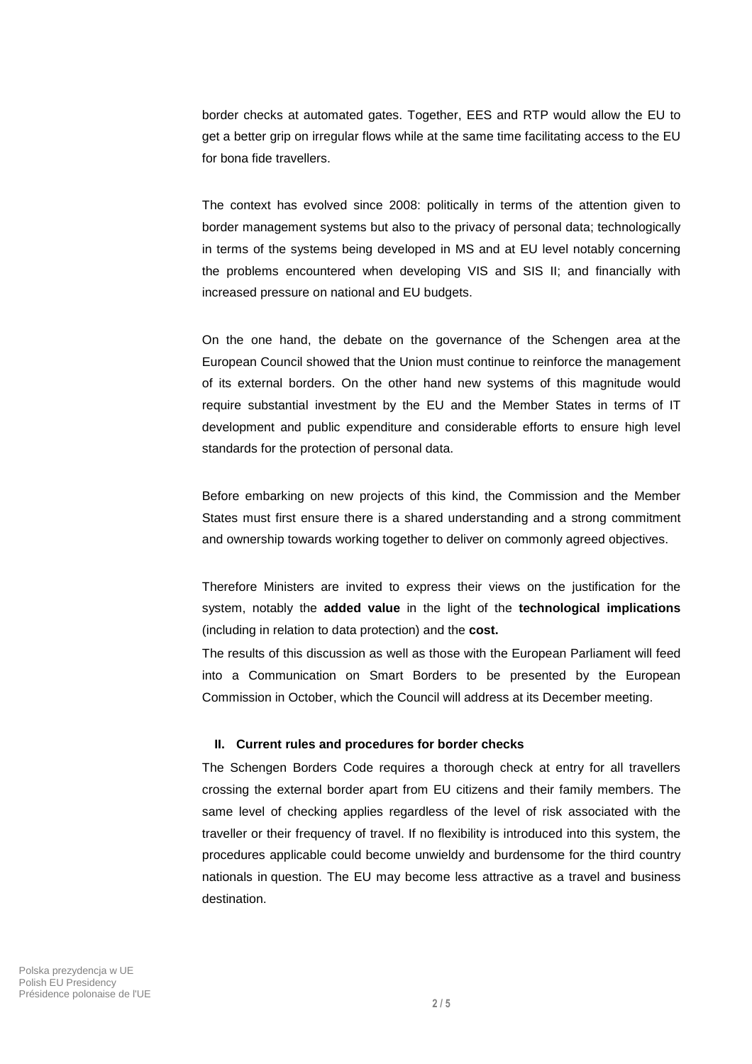border checks at automated gates. Together, EES and RTP would allow the EU to get a better grip on irregular flows while at the same time facilitating access to the EU for bona fide travellers.

The context has evolved since 2008: politically in terms of the attention given to border management systems but also to the privacy of personal data; technologically in terms of the systems being developed in MS and at EU level notably concerning the problems encountered when developing VIS and SIS II; and financially with increased pressure on national and EU budgets.

On the one hand, the debate on the governance of the Schengen area at the European Council showed that the Union must continue to reinforce the management of its external borders. On the other hand new systems of this magnitude would require substantial investment by the EU and the Member States in terms of IT development and public expenditure and considerable efforts to ensure high level standards for the protection of personal data.

Before embarking on new projects of this kind, the Commission and the Member States must first ensure there is a shared understanding and a strong commitment and ownership towards working together to deliver on commonly agreed objectives.

Therefore Ministers are invited to express their views on the justification for the system, notably the **added value** in the light of the **technological implications** (including in relation to data protection) and the **cost.**

The results of this discussion as well as those with the European Parliament will feed into a Communication on Smart Borders to be presented by the European Commission in October, which the Council will address at its December meeting.

## II. Current rules and procedures for border checks

The Schengen Borders Code requires a thorough check at entry for all travellers crossing the external border apart from EU citizens and their family members. The same level of checking applies regardless of the level of risk associated with the traveller or their frequency of travel. If no flexibility is introduced into this system, the procedures applicable could become unwieldy and burdensome for the third country nationals in question. The EU may become less attractive as a travel and business destination.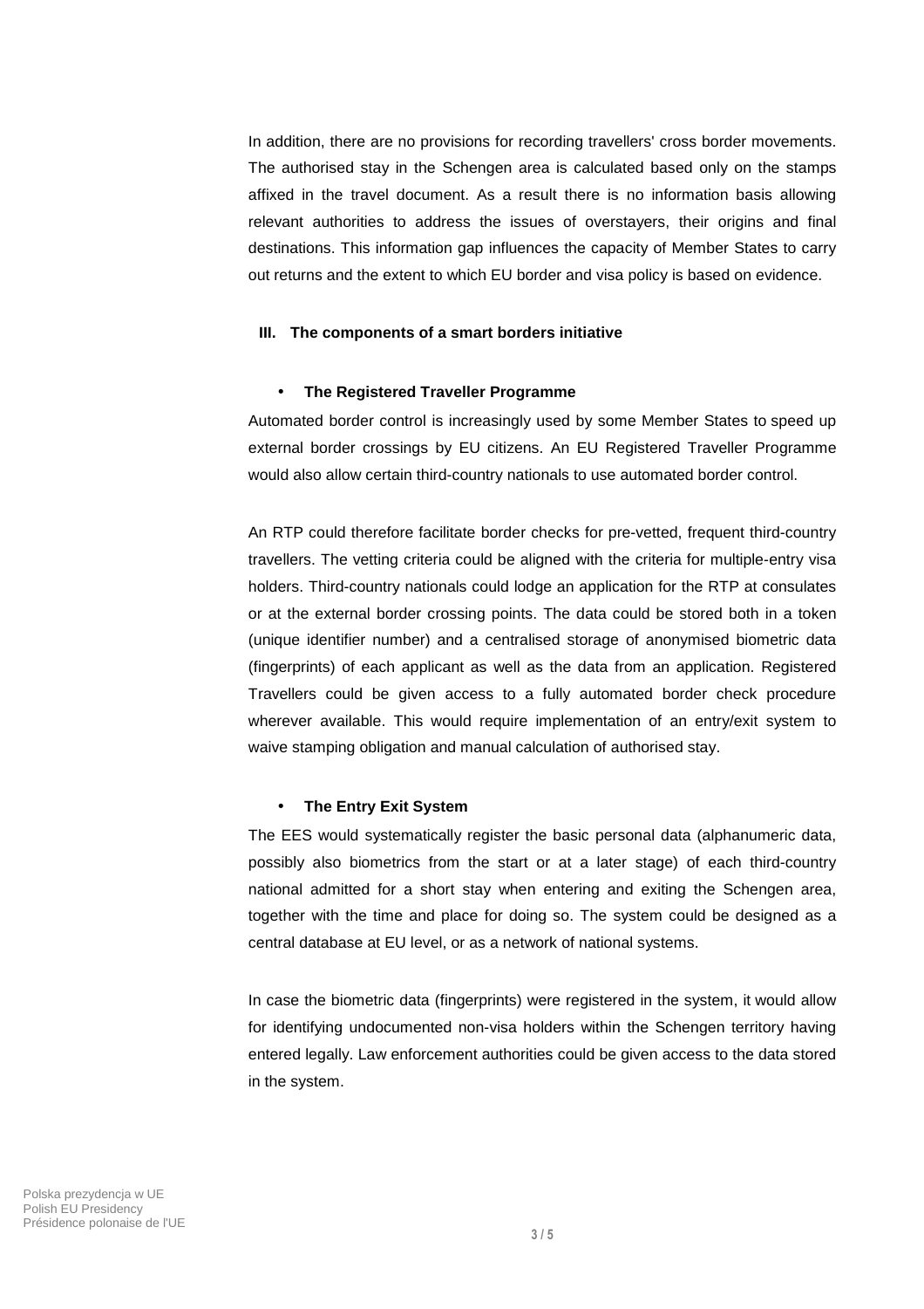In addition, there are no provisions for recording travellers' cross border movements. The authorised stay in the Schengen area is calculated based only on the stamps affixed in the travel document. As a result there is no information basis allowing relevant authorities to address the issues of overstayers, their origins and final destinations. This information gap influences the capacity of Member States to carry out returns and the extent to which EU border and visa policy is based on evidence.

## III. The components of a smart borders initiative

- **The Registered Traveller Programme**

Automated border control is increasingly used by some Member States to speed up external border crossings by EU citizens. An EU Registered Traveller Programme would also allow certain third-country nationals to use automated border control.

An RTP could therefore facilitate border checks for pre-vetted, frequent third-country travellers. The vetting criteria could be aligned with the criteria for multiple-entry visa holders. Third-country nationals could lodge an application for the RTP at consulates or at the external border crossing points. The data could be stored both in a token (unique identifier number) and a centralised storage of anonymised biometric data (fingerprints) of each applicant as well as the data from an application. Registered Travellers could be given access to a fully automated border check procedure wherever available. This would require implementation of an entry/exit system to waive stamping obligation and manual calculation of authorised stay.

- **The Entry Exit System**

The EES would systematically register the basic personal data (alphanumeric data, possibly also biometrics from the start or at a later stage) of each third-country national admitted for a short stay when entering and exiting the Schengen area, together with the time and place for doing so. The system could be designed as a central database at EU level, or as a network of national systems.

In case the biometric data (fingerprints) were registered in the system, it would allow for identifying undocumented non-visa holders within the Schengen territory having entered legally. Law enforcement authorities could be given access to the data stored in the system.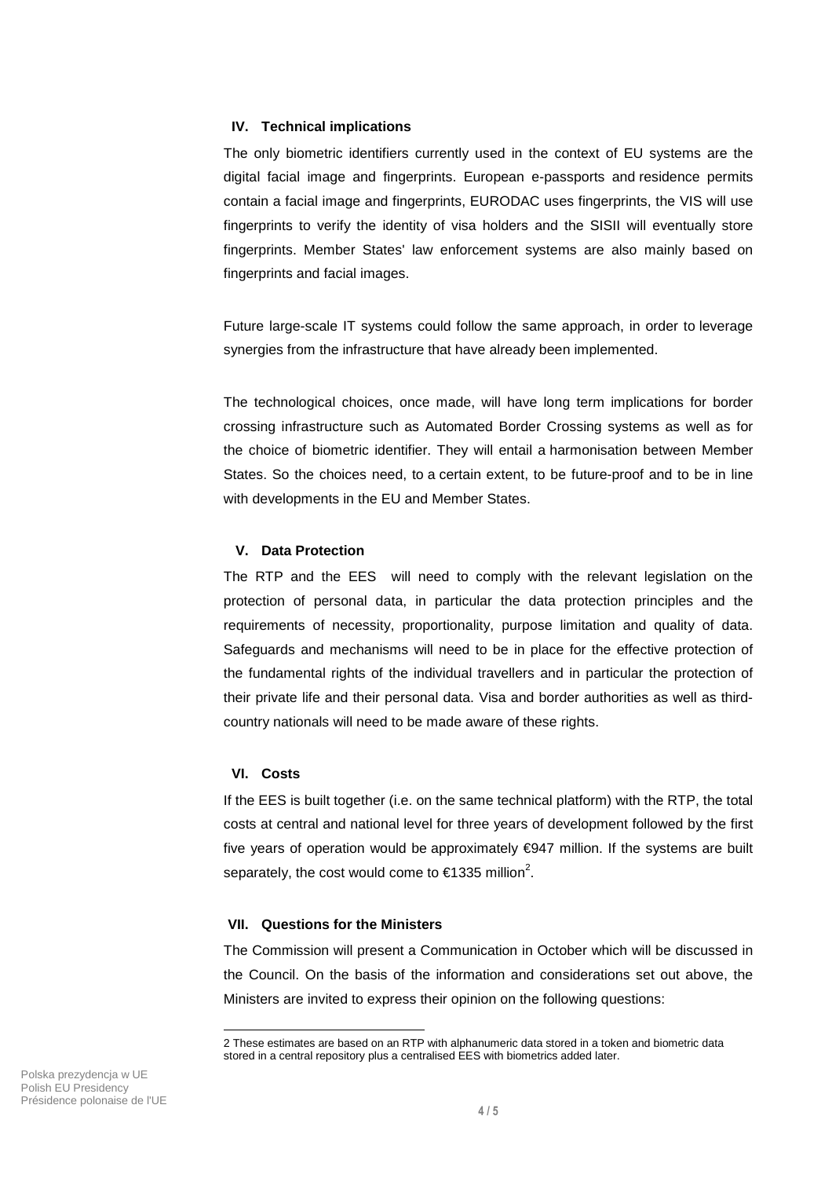## IV. Technical implications

The only biometric identifiers currently used in the context of EU systems are the digital facial image and fingerprints. European e-passports and residence permits contain a facial image and fingerprints, EURODAC uses fingerprints, the VIS will use fingerprints to verify the identity of visa holders and the SISII will eventually store fingerprints. Member States' law enforcement systems are also mainly based on fingerprints and facial images.

Future large-scale IT systems could follow the same approach, in order to leverage synergies from the infrastructure that have already been implemented.

The technological choices, once made, will have long term implications for border crossing infrastructure such as Automated Border Crossing systems as well as for the choice of biometric identifier. They will entail a harmonisation between Member States. So the choices need, to a certain extent, to be future-proof and to be in line with developments in the EU and Member States.

## V. Data Protection

The RTP and the EES will need to comply with the relevant legislation on the protection of personal data, in particular the data protection principles and the requirements of necessity, proportionality, purpose limitation and quality of data. Safeguards and mechanisms will need to be in place for the effective protection of the fundamental rights of the individual travellers and in particular the protection of their private life and their personal data. Visa and border authorities as well as third-country nationals will need to be made aware of these rights.

## VI. Costs

If the EES is built together (i.e. on the same technical platform) with the RTP, the total costs at central and national level for three years of development followed by the first five years of operation would be approximately €947 million. If the systems are built separately, the cost would come to €1335 million[2].

## VII. Questions for the Ministers

The Commission will present a Communication in October which will be discussed in the Council. On the basis of the information and considerations set out above, the Ministers are invited to express their opinion on the following questions:

---

2 These estimates are based on an RTP with alphanumeric data stored in a token and biometric data stored in a central repository plus a centralised EES with biometrics added later.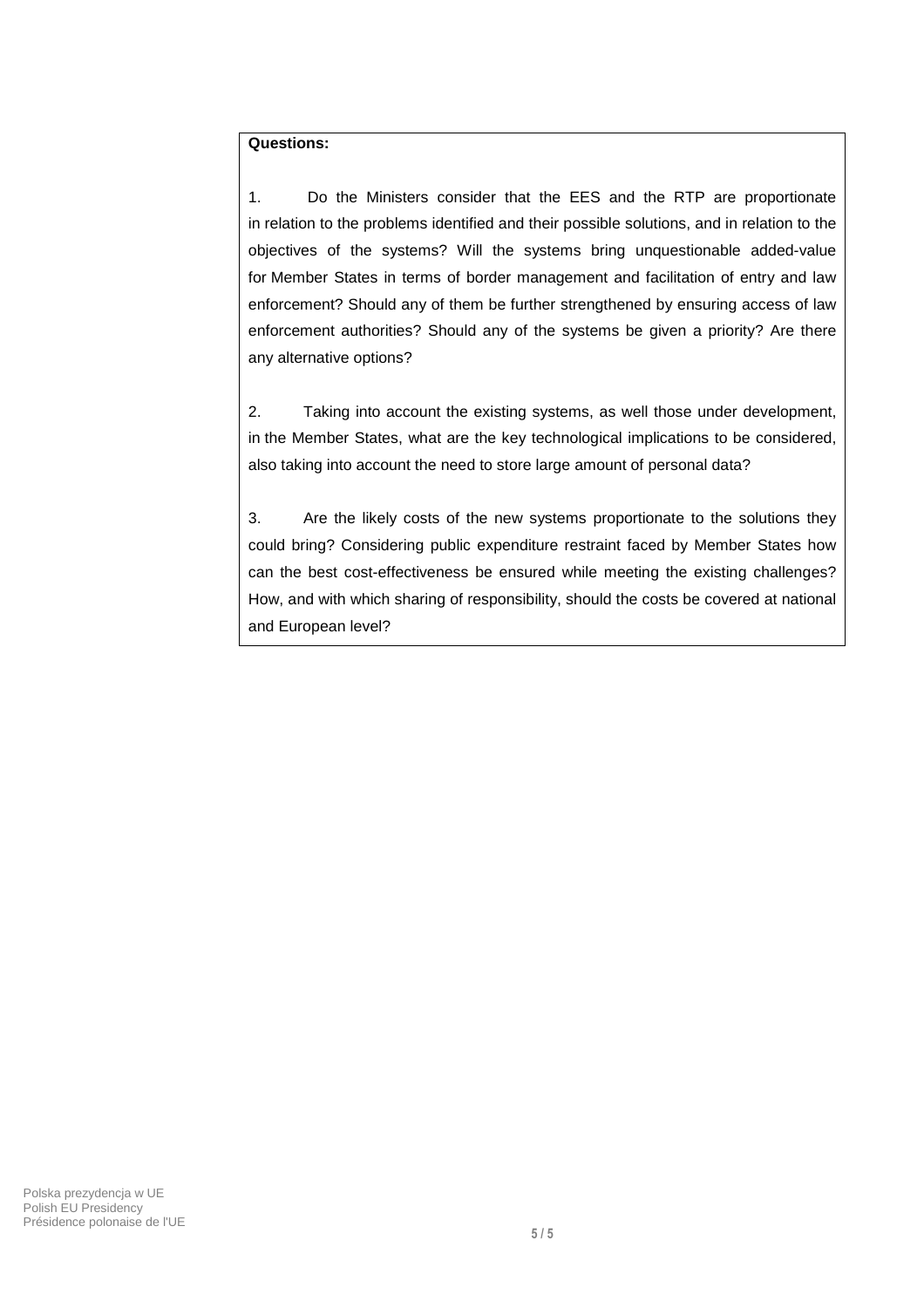**Questions:**

1. Do the Ministers consider that the EES and the RTP are proportionate in relation to the problems identified and their possible solutions, and in relation to the objectives of the systems? Will the systems bring unquestionable added-value for Member States in terms of border management and facilitation of entry and law enforcement? Should any of them be further strengthened by ensuring access of law enforcement authorities? Should any of the systems be given a priority? Are there any alternative options?

2. Taking into account the existing systems, as well those under development, in the Member States, what are the key technological implications to be considered, also taking into account the need to store large amount of personal data?

3. Are the likely costs of the new systems proportionate to the solutions they could bring? Considering public expenditure restraint faced by Member States how can the best cost-effectiveness be ensured while meeting the existing challenges? How, and with which sharing of responsibility, should the costs be covered at national and European level?